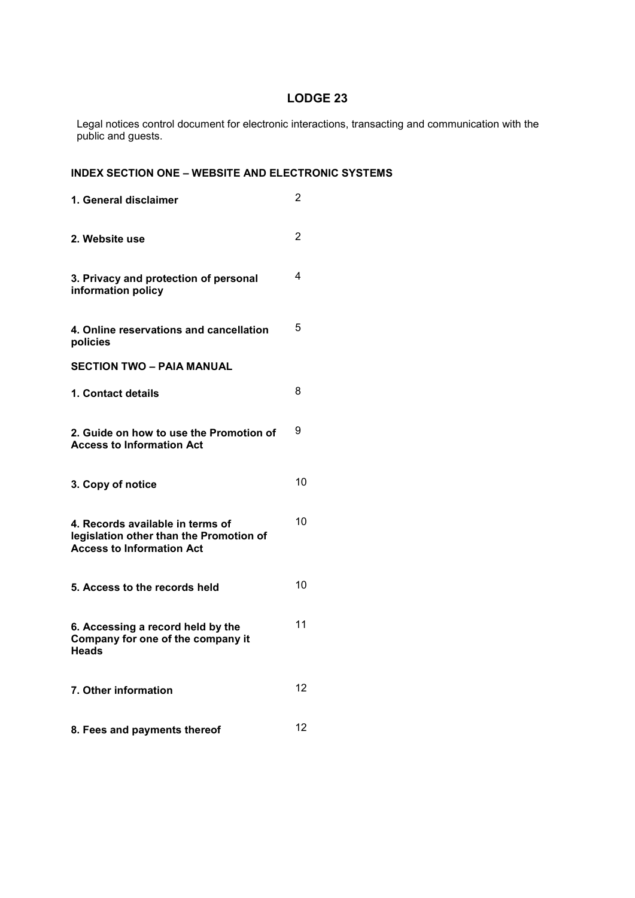# LODGE 23

Legal notices control document for electronic interactions, transacting and communication with the public and guests.

## INDEX SECTION ONE – WEBSITE AND ELECTRONIC SYSTEMS

| | |
|---|---|
| **1. General disclaimer** | 2 |
| **2. Website use** | 2 |
| **3. Privacy and protection of personal information policy** | 4 |
| **4. Online reservations and cancellation policies** | 5 |
| **SECTION TWO – PAIA MANUAL** | |
| **1. Contact details** | 8 |
| **2. Guide on how to use the Promotion of Access to Information Act** | 9 |
| **3. Copy of notice** | 10 |
| **4. Records available in terms of legislation other than the Promotion of Access to Information Act** | 10 |
| **5. Access to the records held** | 10 |
| **6. Accessing a record held by the Company for one of the company it Heads** | 11 |
| **7. Other information** | 12 |
| **8. Fees and payments thereof** | 12 |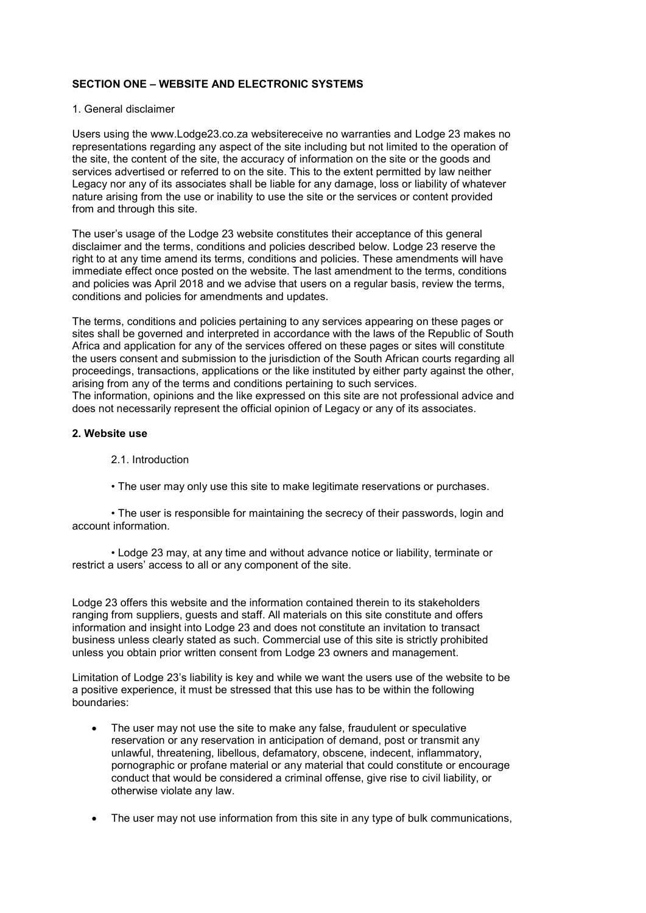**SECTION ONE – WEBSITE AND ELECTRONIC SYSTEMS**

1. General disclaimer

Users using the www.Lodge23.co.za websitereceive no warranties and Lodge 23 makes no representations regarding any aspect of the site including but not limited to the operation of the site, the content of the site, the accuracy of information on the site or the goods and services advertised or referred to on the site. This to the extent permitted by law neither Legacy nor any of its associates shall be liable for any damage, loss or liability of whatever nature arising from the use or inability to use the site or the services or content provided from and through this site.

The user's usage of the Lodge 23 website constitutes their acceptance of this general disclaimer and the terms, conditions and policies described below. Lodge 23 reserve the right to at any time amend its terms, conditions and policies. These amendments will have immediate effect once posted on the website. The last amendment to the terms, conditions and policies was April 2018 and we advise that users on a regular basis, review the terms, conditions and policies for amendments and updates.

The terms, conditions and policies pertaining to any services appearing on these pages or sites shall be governed and interpreted in accordance with the laws of the Republic of South Africa and application for any of the services offered on these pages or sites will constitute the users consent and submission to the jurisdiction of the South African courts regarding all proceedings, transactions, applications or the like instituted by either party against the other, arising from any of the terms and conditions pertaining to such services.
The information, opinions and the like expressed on this site are not professional advice and does not necessarily represent the official opinion of Legacy or any of its associates.

**2. Website use**

2.1. Introduction

- The user may only use this site to make legitimate reservations or purchases.
- The user is responsible for maintaining the secrecy of their passwords, login and account information.
- Lodge 23 may, at any time and without advance notice or liability, terminate or restrict a users' access to all or any component of the site.

Lodge 23 offers this website and the information contained therein to its stakeholders ranging from suppliers, guests and staff. All materials on this site constitute and offers information and insight into Lodge 23 and does not constitute an invitation to transact business unless clearly stated as such. Commercial use of this site is strictly prohibited unless you obtain prior written consent from Lodge 23 owners and management.

Limitation of Lodge 23's liability is key and while we want the users use of the website to be a positive experience, it must be stressed that this use has to be within the following boundaries:

- The user may not use the site to make any false, fraudulent or speculative reservation or any reservation in anticipation of demand, post or transmit any unlawful, threatening, libellous, defamatory, obscene, indecent, inflammatory, pornographic or profane material or any material that could constitute or encourage conduct that would be considered a criminal offense, give rise to civil liability, or otherwise violate any law.
- The user may not use information from this site in any type of bulk communications,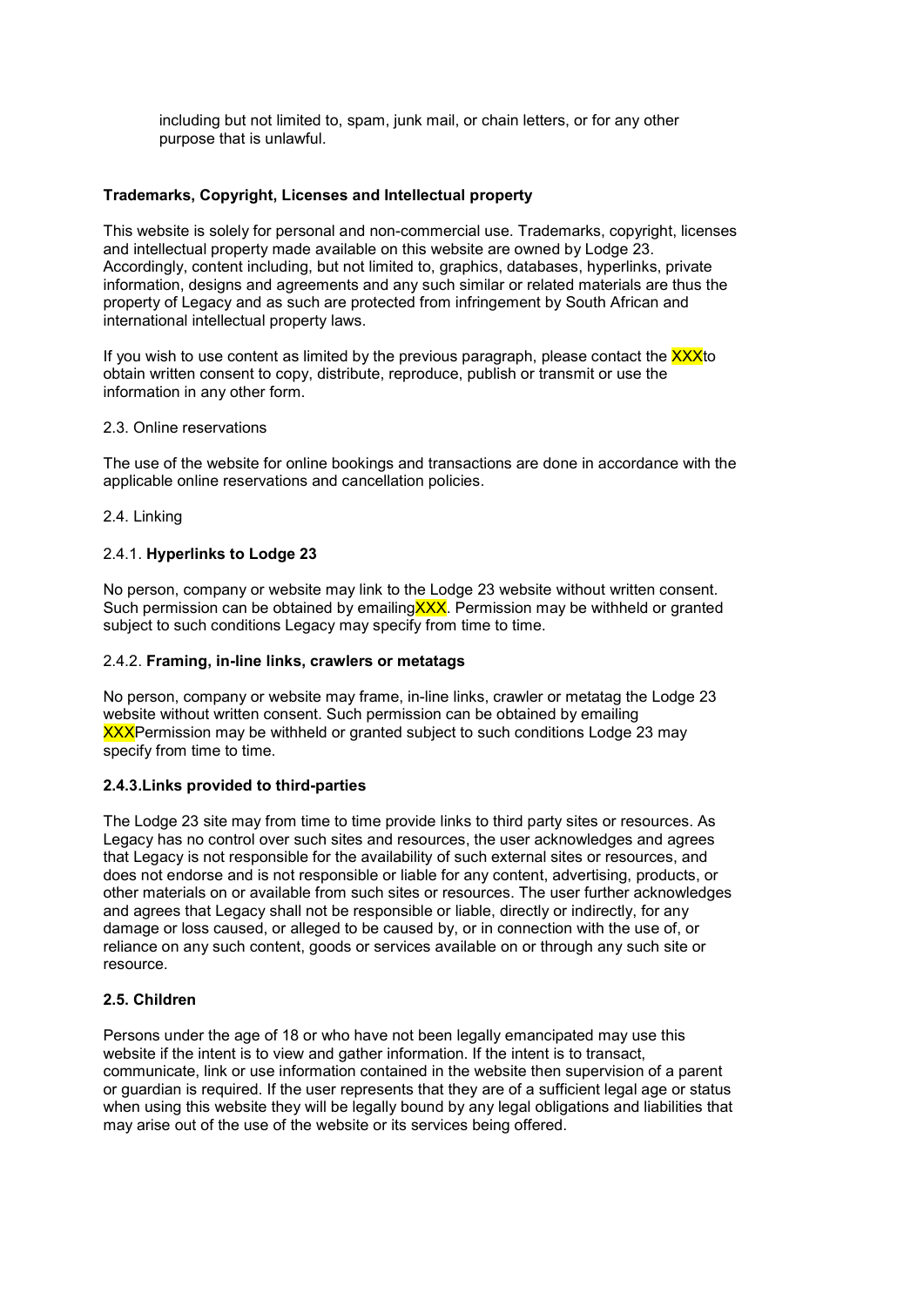including but not limited to, spam, junk mail, or chain letters, or for any other purpose that is unlawful.

**Trademarks, Copyright, Licenses and Intellectual property**

This website is solely for personal and non-commercial use. Trademarks, copyright, licenses and intellectual property made available on this website are owned by Lodge 23. Accordingly, content including, but not limited to, graphics, databases, hyperlinks, private information, designs and agreements and any such similar or related materials are thus the property of Legacy and as such are protected from infringement by South African and international intellectual property laws.

If you wish to use content as limited by the previous paragraph, please contact the XXXto obtain written consent to copy, distribute, reproduce, publish or transmit or use the information in any other form.

2.3. Online reservations

The use of the website for online bookings and transactions are done in accordance with the applicable online reservations and cancellation policies.

2.4. Linking

2.4.1. **Hyperlinks to Lodge 23**

No person, company or website may link to the Lodge 23 website without written consent. Such permission can be obtained by emailingXXX. Permission may be withheld or granted subject to such conditions Legacy may specify from time to time.

2.4.2. **Framing, in-line links, crawlers or metatags**

No person, company or website may frame, in-line links, crawler or metatag the Lodge 23 website without written consent. Such permission can be obtained by emailing XXXPermission may be withheld or granted subject to such conditions Lodge 23 may specify from time to time.

**2.4.3.Links provided to third-parties**

The Lodge 23 site may from time to time provide links to third party sites or resources. As Legacy has no control over such sites and resources, the user acknowledges and agrees that Legacy is not responsible for the availability of such external sites or resources, and does not endorse and is not responsible or liable for any content, advertising, products, or other materials on or available from such sites or resources. The user further acknowledges and agrees that Legacy shall not be responsible or liable, directly or indirectly, for any damage or loss caused, or alleged to be caused by, or in connection with the use of, or reliance on any such content, goods or services available on or through any such site or resource.

**2.5. Children**

Persons under the age of 18 or who have not been legally emancipated may use this website if the intent is to view and gather information. If the intent is to transact, communicate, link or use information contained in the website then supervision of a parent or guardian is required. If the user represents that they are of a sufficient legal age or status when using this website they will be legally bound by any legal obligations and liabilities that may arise out of the use of the website or its services being offered.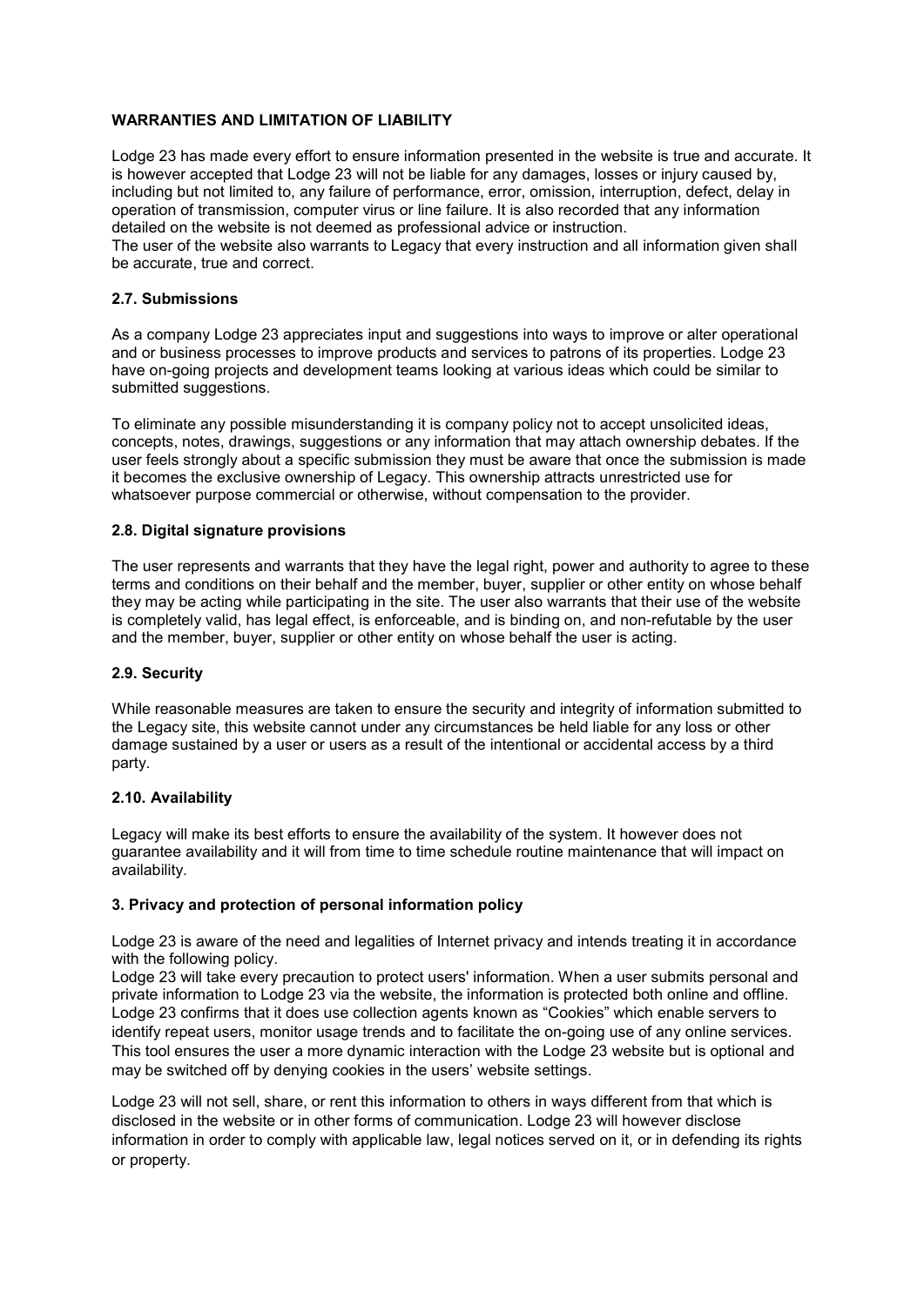**WARRANTIES AND LIMITATION OF LIABILITY**

Lodge 23 has made every effort to ensure information presented in the website is true and accurate. It is however accepted that Lodge 23 will not be liable for any damages, losses or injury caused by, including but not limited to, any failure of performance, error, omission, interruption, defect, delay in operation of transmission, computer virus or line failure. It is also recorded that any information detailed on the website is not deemed as professional advice or instruction.
The user of the website also warrants to Legacy that every instruction and all information given shall be accurate, true and correct.

**2.7. Submissions**

As a company Lodge 23 appreciates input and suggestions into ways to improve or alter operational and or business processes to improve products and services to patrons of its properties. Lodge 23 have on-going projects and development teams looking at various ideas which could be similar to submitted suggestions.

To eliminate any possible misunderstanding it is company policy not to accept unsolicited ideas, concepts, notes, drawings, suggestions or any information that may attach ownership debates. If the user feels strongly about a specific submission they must be aware that once the submission is made it becomes the exclusive ownership of Legacy. This ownership attracts unrestricted use for whatsoever purpose commercial or otherwise, without compensation to the provider.

**2.8. Digital signature provisions**

The user represents and warrants that they have the legal right, power and authority to agree to these terms and conditions on their behalf and the member, buyer, supplier or other entity on whose behalf they may be acting while participating in the site. The user also warrants that their use of the website is completely valid, has legal effect, is enforceable, and is binding on, and non-refutable by the user and the member, buyer, supplier or other entity on whose behalf the user is acting.

**2.9. Security**

While reasonable measures are taken to ensure the security and integrity of information submitted to the Legacy site, this website cannot under any circumstances be held liable for any loss or other damage sustained by a user or users as a result of the intentional or accidental access by a third party.

**2.10. Availability**

Legacy will make its best efforts to ensure the availability of the system. It however does not guarantee availability and it will from time to time schedule routine maintenance that will impact on availability.

**3. Privacy and protection of personal information policy**

Lodge 23 is aware of the need and legalities of Internet privacy and intends treating it in accordance with the following policy.
Lodge 23 will take every precaution to protect users' information. When a user submits personal and private information to Lodge 23 via the website, the information is protected both online and offline. Lodge 23 confirms that it does use collection agents known as "Cookies" which enable servers to identify repeat users, monitor usage trends and to facilitate the on-going use of any online services. This tool ensures the user a more dynamic interaction with the Lodge 23 website but is optional and may be switched off by denying cookies in the users' website settings.

Lodge 23 will not sell, share, or rent this information to others in ways different from that which is disclosed in the website or in other forms of communication. Lodge 23 will however disclose information in order to comply with applicable law, legal notices served on it, or in defending its rights or property.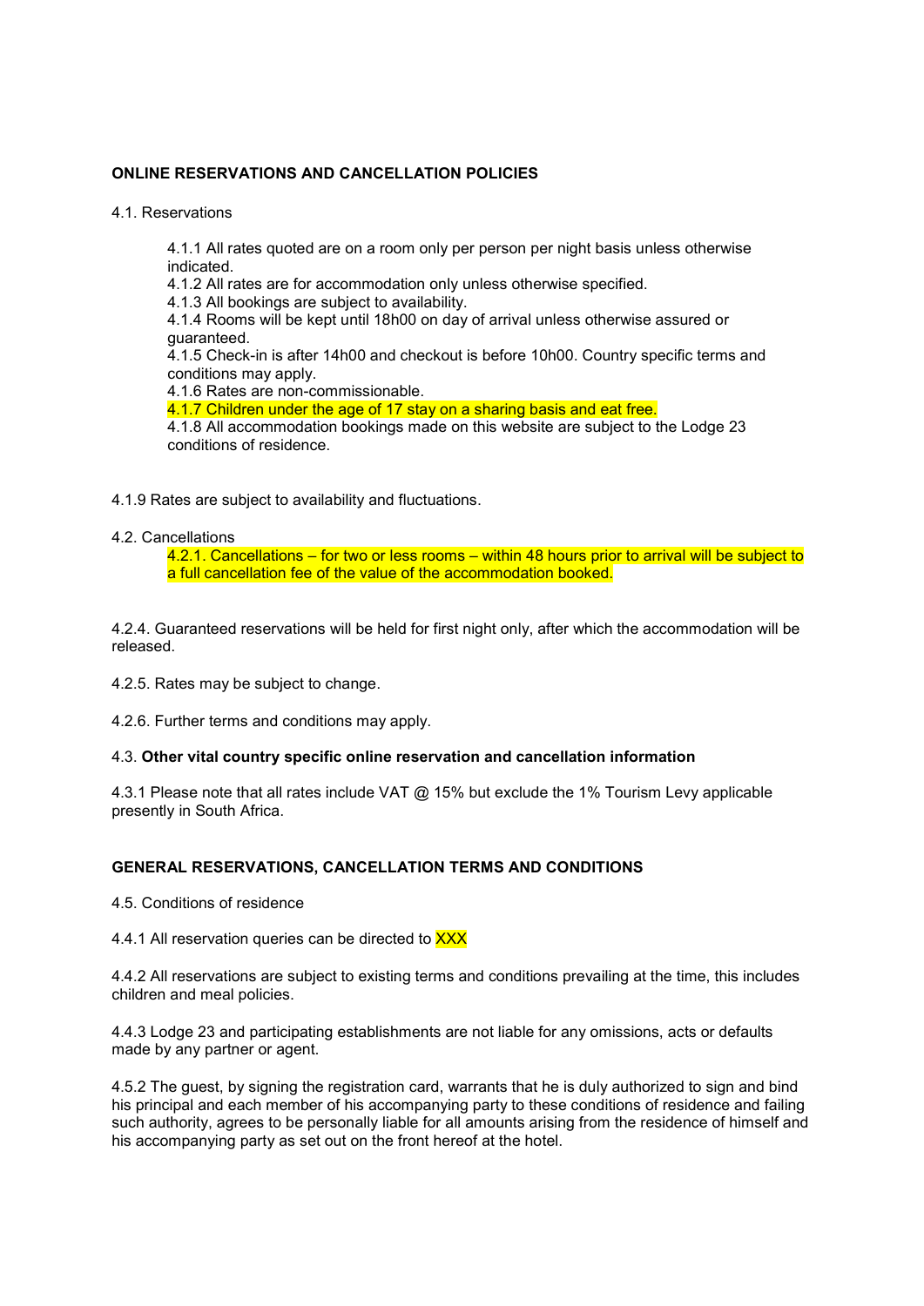**ONLINE RESERVATIONS AND CANCELLATION POLICIES**

4.1. Reservations

4.1.1 All rates quoted are on a room only per person per night basis unless otherwise indicated.
4.1.2 All rates are for accommodation only unless otherwise specified.
4.1.3 All bookings are subject to availability.
4.1.4 Rooms will be kept until 18h00 on day of arrival unless otherwise assured or guaranteed.
4.1.5 Check-in is after 14h00 and checkout is before 10h00. Country specific terms and conditions may apply.
4.1.6 Rates are non-commissionable.
4.1.7 Children under the age of 17 stay on a sharing basis and eat free.
4.1.8 All accommodation bookings made on this website are subject to the Lodge 23 conditions of residence.

4.1.9 Rates are subject to availability and fluctuations.

4.2. Cancellations

4.2.1. Cancellations – for two or less rooms – within 48 hours prior to arrival will be subject to a full cancellation fee of the value of the accommodation booked.

4.2.4. Guaranteed reservations will be held for first night only, after which the accommodation will be released.

4.2.5. Rates may be subject to change.

4.2.6. Further terms and conditions may apply.

4.3. **Other vital country specific online reservation and cancellation information**

4.3.1 Please note that all rates include VAT @ 15% but exclude the 1% Tourism Levy applicable presently in South Africa.

**GENERAL RESERVATIONS, CANCELLATION TERMS AND CONDITIONS**

4.5. Conditions of residence

4.4.1 All reservation queries can be directed to XXX

4.4.2 All reservations are subject to existing terms and conditions prevailing at the time, this includes children and meal policies.

4.4.3 Lodge 23 and participating establishments are not liable for any omissions, acts or defaults made by any partner or agent.

4.5.2 The guest, by signing the registration card, warrants that he is duly authorized to sign and bind his principal and each member of his accompanying party to these conditions of residence and failing such authority, agrees to be personally liable for all amounts arising from the residence of himself and his accompanying party as set out on the front hereof at the hotel.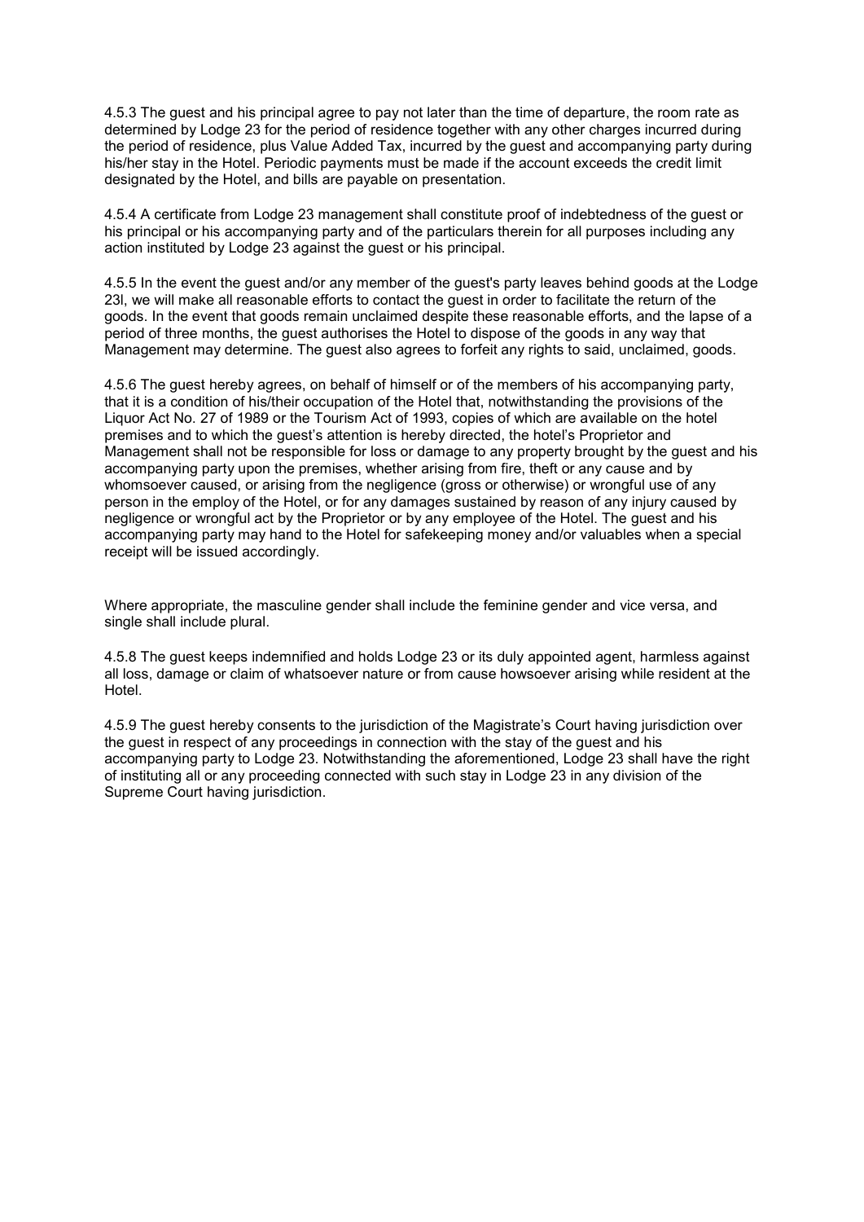4.5.3 The guest and his principal agree to pay not later than the time of departure, the room rate as determined by Lodge 23 for the period of residence together with any other charges incurred during the period of residence, plus Value Added Tax, incurred by the guest and accompanying party during his/her stay in the Hotel. Periodic payments must be made if the account exceeds the credit limit designated by the Hotel, and bills are payable on presentation.

4.5.4 A certificate from Lodge 23 management shall constitute proof of indebtedness of the guest or his principal or his accompanying party and of the particulars therein for all purposes including any action instituted by Lodge 23 against the guest or his principal.

4.5.5 In the event the guest and/or any member of the guest's party leaves behind goods at the Lodge 23l, we will make all reasonable efforts to contact the guest in order to facilitate the return of the goods. In the event that goods remain unclaimed despite these reasonable efforts, and the lapse of a period of three months, the guest authorises the Hotel to dispose of the goods in any way that Management may determine. The guest also agrees to forfeit any rights to said, unclaimed, goods.

4.5.6 The guest hereby agrees, on behalf of himself or of the members of his accompanying party, that it is a condition of his/their occupation of the Hotel that, notwithstanding the provisions of the Liquor Act No. 27 of 1989 or the Tourism Act of 1993, copies of which are available on the hotel premises and to which the guest's attention is hereby directed, the hotel's Proprietor and Management shall not be responsible for loss or damage to any property brought by the guest and his accompanying party upon the premises, whether arising from fire, theft or any cause and by whomsoever caused, or arising from the negligence (gross or otherwise) or wrongful use of any person in the employ of the Hotel, or for any damages sustained by reason of any injury caused by negligence or wrongful act by the Proprietor or by any employee of the Hotel. The guest and his accompanying party may hand to the Hotel for safekeeping money and/or valuables when a special receipt will be issued accordingly.

Where appropriate, the masculine gender shall include the feminine gender and vice versa, and single shall include plural.

4.5.8 The guest keeps indemnified and holds Lodge 23 or its duly appointed agent, harmless against all loss, damage or claim of whatsoever nature or from cause howsoever arising while resident at the Hotel.

4.5.9 The guest hereby consents to the jurisdiction of the Magistrate's Court having jurisdiction over the guest in respect of any proceedings in connection with the stay of the guest and his accompanying party to Lodge 23. Notwithstanding the aforementioned, Lodge 23 shall have the right of instituting all or any proceeding connected with such stay in Lodge 23 in any division of the Supreme Court having jurisdiction.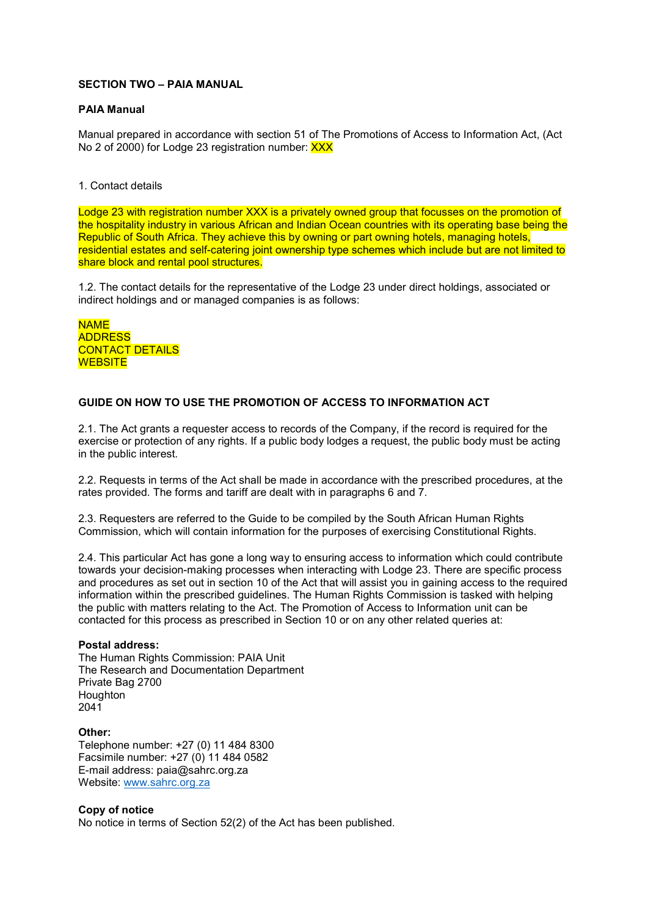**SECTION TWO – PAIA MANUAL**

**PAIA Manual**

Manual prepared in accordance with section 51 of The Promotions of Access to Information Act, (Act No 2 of 2000) for Lodge 23 registration number: XXX

1. Contact details

Lodge 23 with registration number XXX is a privately owned group that focusses on the promotion of the hospitality industry in various African and Indian Ocean countries with its operating base being the Republic of South Africa. They achieve this by owning or part owning hotels, managing hotels, residential estates and self-catering joint ownership type schemes which include but are not limited to share block and rental pool structures.

1.2. The contact details for the representative of the Lodge 23 under direct holdings, associated or indirect holdings and or managed companies is as follows:

NAME
ADDRESS
CONTACT DETAILS
WEBSITE

**GUIDE ON HOW TO USE THE PROMOTION OF ACCESS TO INFORMATION ACT**

2.1. The Act grants a requester access to records of the Company, if the record is required for the exercise or protection of any rights. If a public body lodges a request, the public body must be acting in the public interest.

2.2. Requests in terms of the Act shall be made in accordance with the prescribed procedures, at the rates provided. The forms and tariff are dealt with in paragraphs 6 and 7.

2.3. Requesters are referred to the Guide to be compiled by the South African Human Rights Commission, which will contain information for the purposes of exercising Constitutional Rights.

2.4. This particular Act has gone a long way to ensuring access to information which could contribute towards your decision-making processes when interacting with Lodge 23. There are specific process and procedures as set out in section 10 of the Act that will assist you in gaining access to the required information within the prescribed guidelines. The Human Rights Commission is tasked with helping the public with matters relating to the Act. The Promotion of Access to Information unit can be contacted for this process as prescribed in Section 10 or on any other related queries at:

**Postal address:**
The Human Rights Commission: PAIA Unit
The Research and Documentation Department
Private Bag 2700
Houghton
2041

**Other:**
Telephone number: +27 (0) 11 484 8300
Facsimile number: +27 (0) 11 484 0582
E-mail address: paia@sahrc.org.za
Website: www.sahrc.org.za

**Copy of notice**
No notice in terms of Section 52(2) of the Act has been published.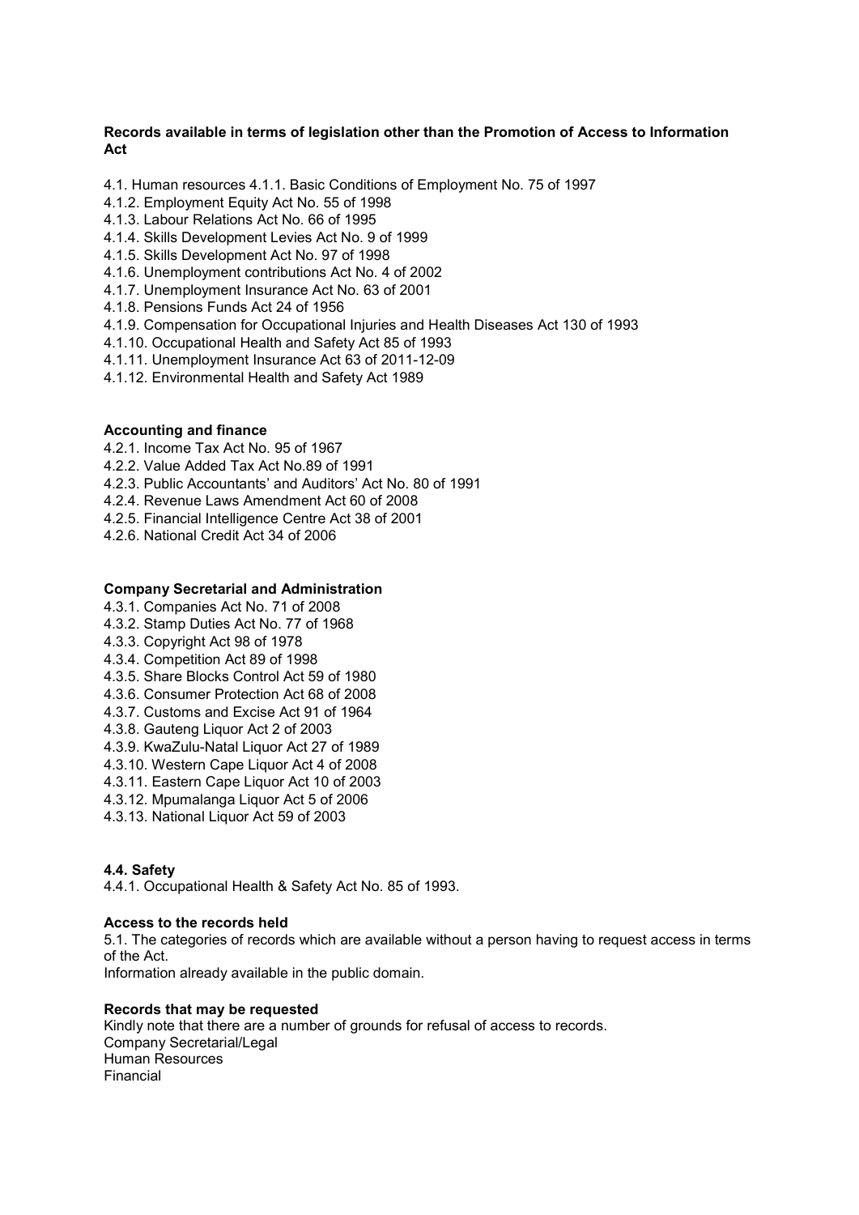**Records available in terms of legislation other than the Promotion of Access to Information Act**

4.1. Human resources 4.1.1. Basic Conditions of Employment No. 75 of 1997
4.1.2. Employment Equity Act No. 55 of 1998
4.1.3. Labour Relations Act No. 66 of 1995
4.1.4. Skills Development Levies Act No. 9 of 1999
4.1.5. Skills Development Act No. 97 of 1998
4.1.6. Unemployment contributions Act No. 4 of 2002
4.1.7. Unemployment Insurance Act No. 63 of 2001
4.1.8. Pensions Funds Act 24 of 1956
4.1.9. Compensation for Occupational Injuries and Health Diseases Act 130 of 1993
4.1.10. Occupational Health and Safety Act 85 of 1993
4.1.11. Unemployment Insurance Act 63 of 2011-12-09
4.1.12. Environmental Health and Safety Act 1989

**Accounting and finance**

4.2.1. Income Tax Act No. 95 of 1967
4.2.2. Value Added Tax Act No.89 of 1991
4.2.3. Public Accountants' and Auditors' Act No. 80 of 1991
4.2.4. Revenue Laws Amendment Act 60 of 2008
4.2.5. Financial Intelligence Centre Act 38 of 2001
4.2.6. National Credit Act 34 of 2006

**Company Secretarial and Administration**

4.3.1. Companies Act No. 71 of 2008
4.3.2. Stamp Duties Act No. 77 of 1968
4.3.3. Copyright Act 98 of 1978
4.3.4. Competition Act 89 of 1998
4.3.5. Share Blocks Control Act 59 of 1980
4.3.6. Consumer Protection Act 68 of 2008
4.3.7. Customs and Excise Act 91 of 1964
4.3.8. Gauteng Liquor Act 2 of 2003
4.3.9. KwaZulu-Natal Liquor Act 27 of 1989
4.3.10. Western Cape Liquor Act 4 of 2008
4.3.11. Eastern Cape Liquor Act 10 of 2003
4.3.12. Mpumalanga Liquor Act 5 of 2006
4.3.13. National Liquor Act 59 of 2003

**4.4. Safety**

4.4.1. Occupational Health & Safety Act No. 85 of 1993.

**Access to the records held**

5.1. The categories of records which are available without a person having to request access in terms of the Act.
Information already available in the public domain.

**Records that may be requested**

Kindly note that there are a number of grounds for refusal of access to records.
Company Secretarial/Legal
Human Resources
Financial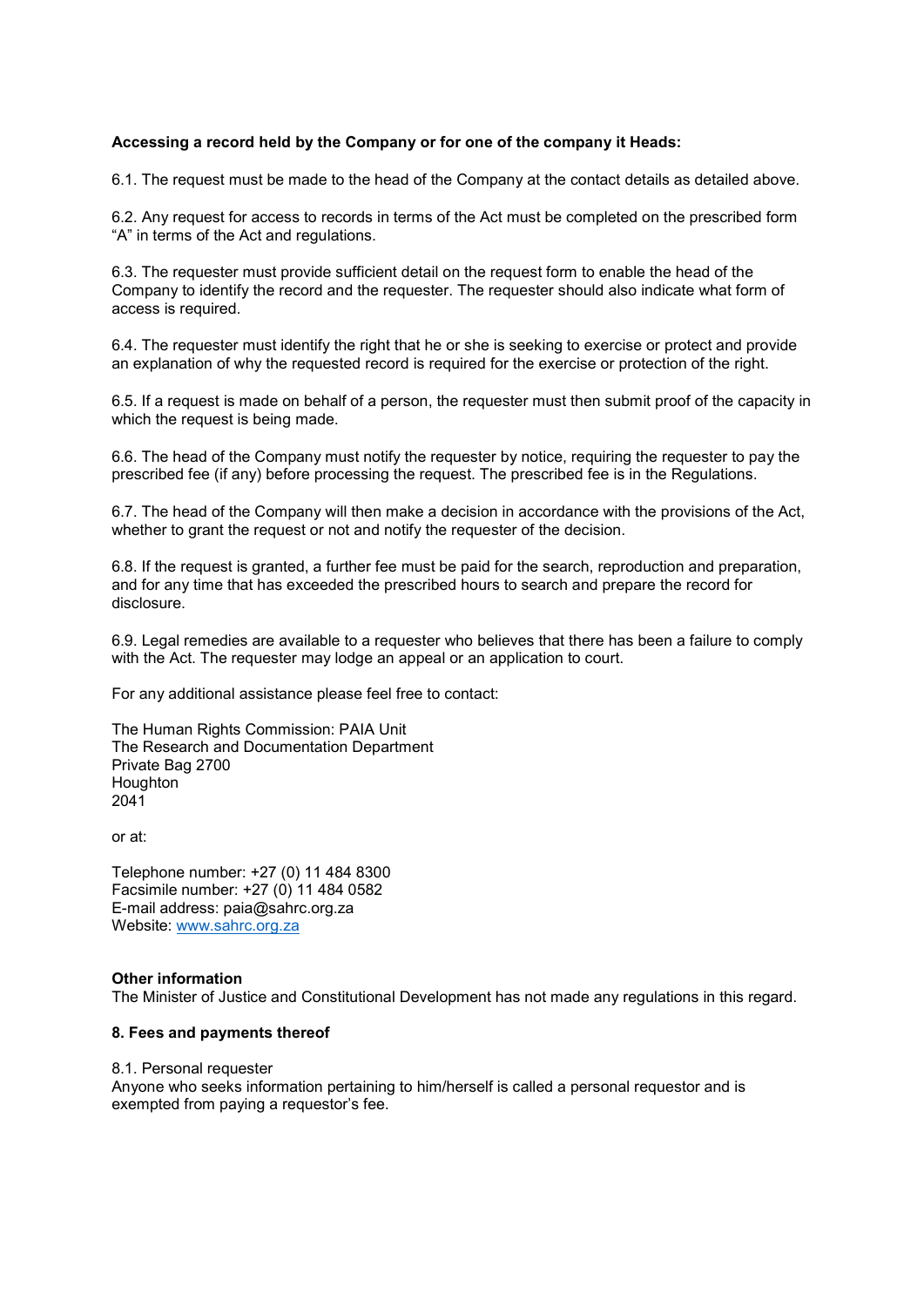**Accessing a record held by the Company or for one of the company it Heads:**

6.1. The request must be made to the head of the Company at the contact details as detailed above.

6.2. Any request for access to records in terms of the Act must be completed on the prescribed form "A" in terms of the Act and regulations.

6.3. The requester must provide sufficient detail on the request form to enable the head of the Company to identify the record and the requester. The requester should also indicate what form of access is required.

6.4. The requester must identify the right that he or she is seeking to exercise or protect and provide an explanation of why the requested record is required for the exercise or protection of the right.

6.5. If a request is made on behalf of a person, the requester must then submit proof of the capacity in which the request is being made.

6.6. The head of the Company must notify the requester by notice, requiring the requester to pay the prescribed fee (if any) before processing the request. The prescribed fee is in the Regulations.

6.7. The head of the Company will then make a decision in accordance with the provisions of the Act, whether to grant the request or not and notify the requester of the decision.

6.8. If the request is granted, a further fee must be paid for the search, reproduction and preparation, and for any time that has exceeded the prescribed hours to search and prepare the record for disclosure.

6.9. Legal remedies are available to a requester who believes that there has been a failure to comply with the Act. The requester may lodge an appeal or an application to court.

For any additional assistance please feel free to contact:

The Human Rights Commission: PAIA Unit
The Research and Documentation Department
Private Bag 2700
Houghton
2041

or at:

Telephone number: +27 (0) 11 484 8300
Facsimile number: +27 (0) 11 484 0582
E-mail address: paia@sahrc.org.za
Website: www.sahrc.org.za

**Other information**
The Minister of Justice and Constitutional Development has not made any regulations in this regard.

**8. Fees and payments thereof**

8.1. Personal requester
Anyone who seeks information pertaining to him/herself is called a personal requestor and is exempted from paying a requestor's fee.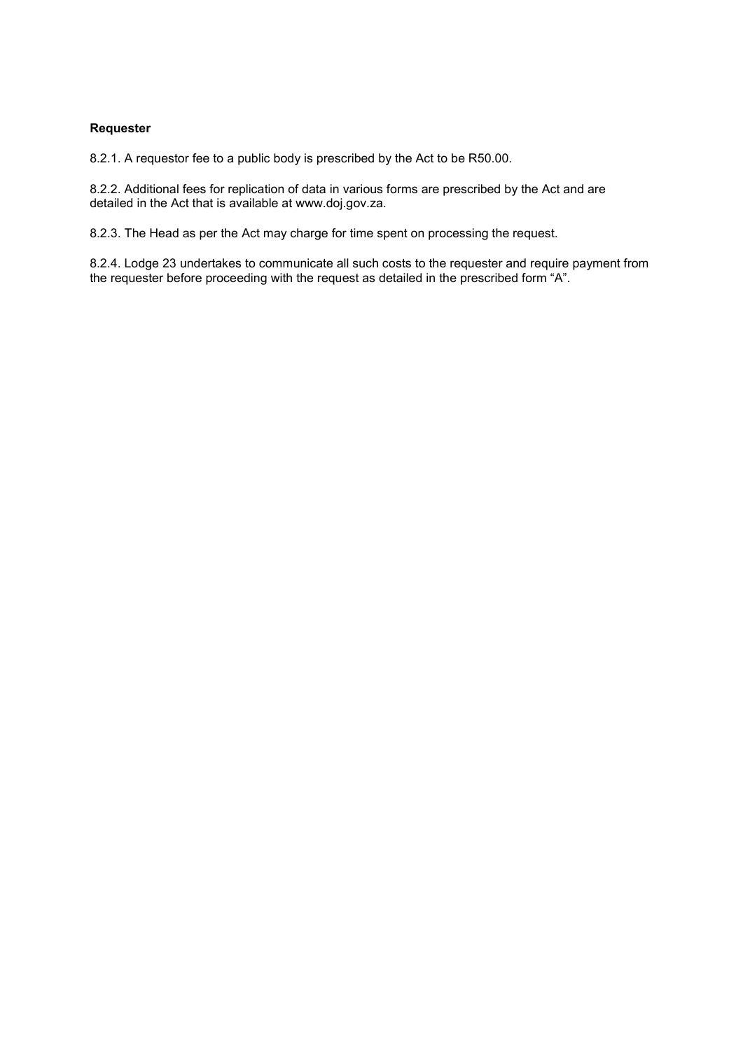**Requester**

8.2.1. A requestor fee to a public body is prescribed by the Act to be R50.00.

8.2.2. Additional fees for replication of data in various forms are prescribed by the Act and are detailed in the Act that is available at www.doj.gov.za.

8.2.3. The Head as per the Act may charge for time spent on processing the request.

8.2.4. Lodge 23 undertakes to communicate all such costs to the requester and require payment from the requester before proceeding with the request as detailed in the prescribed form "A".